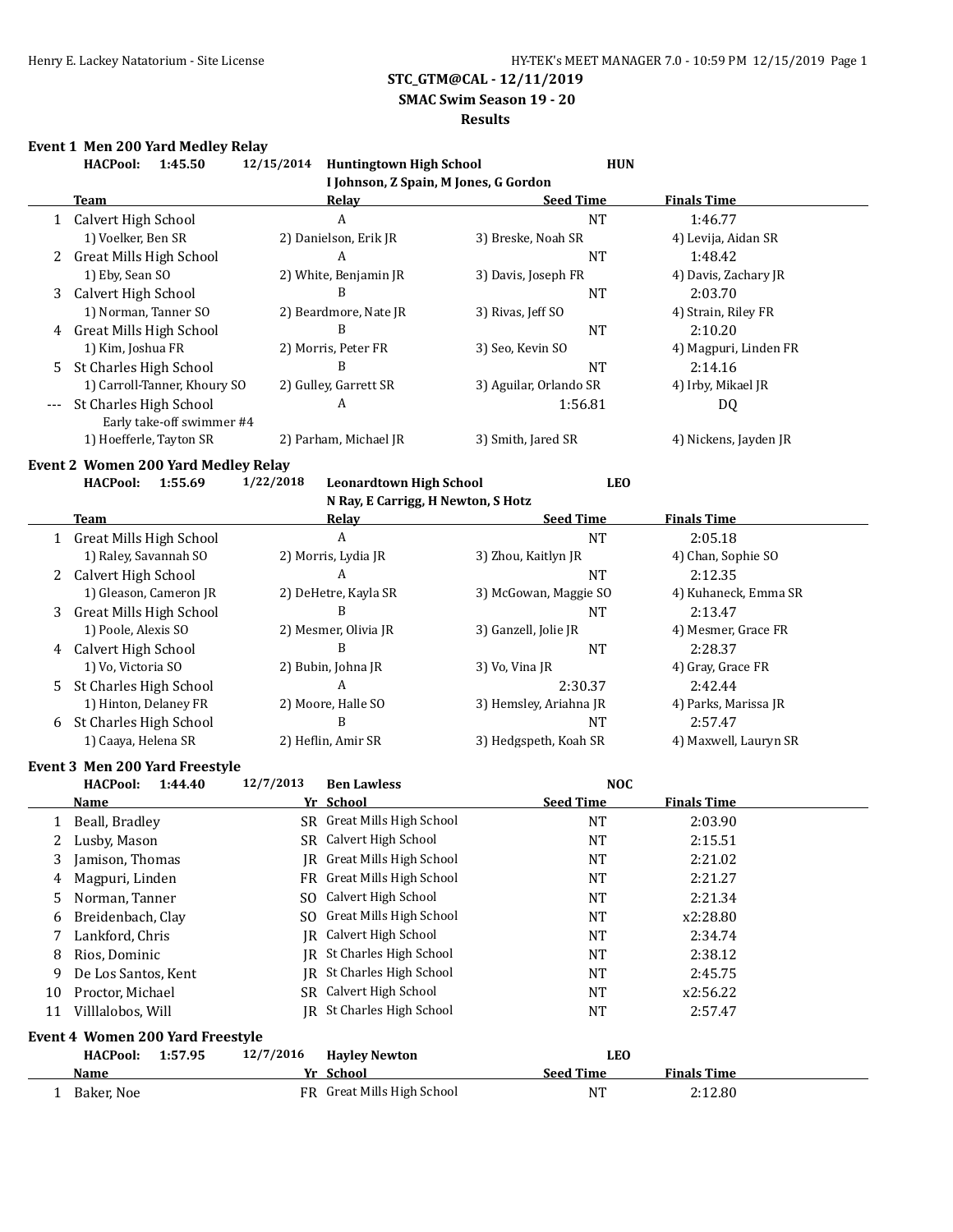# STC_GTM@CAL - 12/11/2019

## SMAC Swim Season 19 - 20

### Results

**Event 1 Men 200 Yard Medley Relay**

**HACPool: 1:45.50** 12/15/2014 **Huntingtown High School** HUN
I Johnson, Z Spain, M Jones, G Gordon

| | Team | Relay | Seed Time | Finals Time |
|---|---|---|---|---|
| 1 | Calvert High School | A | NT | 1:46.77 |
| | 1) Voelker, Ben SR | 2) Danielson, Erik JR | 3) Breske, Noah SR | 4) Levija, Aidan SR |
| 2 | Great Mills High School | A | NT | 1:48.42 |
| | 1) Eby, Sean SO | 2) White, Benjamin JR | 3) Davis, Joseph FR | 4) Davis, Zachary JR |
| 3 | Calvert High School | B | NT | 2:03.70 |
| | 1) Norman, Tanner SO | 2) Beardmore, Nate JR | 3) Rivas, Jeff SO | 4) Strain, Riley FR |
| 4 | Great Mills High School | B | NT | 2:10.20 |
| | 1) Kim, Joshua FR | 2) Morris, Peter FR | 3) Seo, Kevin SO | 4) Magpuri, Linden FR |
| 5 | St Charles High School | B | NT | 2:14.16 |
| | 1) Carroll-Tanner, Khoury SO | 2) Gulley, Garrett SR | 3) Aguilar, Orlando SR | 4) Irby, Mikael JR |
| --- | St Charles High School | A | 1:56.81 | DQ |
| | Early take-off swimmer #4 | | | |
| | 1) Hoefferle, Tayton SR | 2) Parham, Michael JR | 3) Smith, Jared SR | 4) Nickens, Jayden JR |

**Event 2 Women 200 Yard Medley Relay**

**HACPool: 1:55.69** 1/22/2018 **Leonardtown High School** LEO
N Ray, E Carrigg, H Newton, S Hotz

| | Team | Relay | Seed Time | Finals Time |
|---|---|---|---|---|
| 1 | Great Mills High School | A | NT | 2:05.18 |
| | 1) Raley, Savannah SO | 2) Morris, Lydia JR | 3) Zhou, Kaitlyn JR | 4) Chan, Sophie SO |
| 2 | Calvert High School | A | NT | 2:12.35 |
| | 1) Gleason, Cameron JR | 2) DeHetre, Kayla SR | 3) McGowan, Maggie SO | 4) Kuhaneck, Emma SR |
| 3 | Great Mills High School | B | NT | 2:13.47 |
| | 1) Poole, Alexis SO | 2) Mesmer, Olivia JR | 3) Ganzell, Jolie JR | 4) Mesmer, Grace FR |
| 4 | Calvert High School | B | NT | 2:28.37 |
| | 1) Vo, Victoria SO | 2) Bubin, Johna JR | 3) Vo, Vina JR | 4) Gray, Grace FR |
| 5 | St Charles High School | A | 2:30.37 | 2:42.44 |
| | 1) Hinton, Delaney FR | 2) Moore, Halle SO | 3) Hemsley, Ariahna JR | 4) Parks, Marissa JR |
| 6 | St Charles High School | B | NT | 2:57.47 |
| | 1) Caaya, Helena SR | 2) Heflin, Amir SR | 3) Hedgspeth, Koah SR | 4) Maxwell, Lauryn SR |

**Event 3 Men 200 Yard Freestyle**

**HACPool: 1:44.40** 12/7/2013 **Ben Lawless** NOC

| | Name | Yr | School | Seed Time | Finals Time |
|---|---|---|---|---|---|
| 1 | Beall, Bradley | SR | Great Mills High School | NT | 2:03.90 |
| 2 | Lusby, Mason | SR | Calvert High School | NT | 2:15.51 |
| 3 | Jamison, Thomas | JR | Great Mills High School | NT | 2:21.02 |
| 4 | Magpuri, Linden | FR | Great Mills High School | NT | 2:21.27 |
| 5 | Norman, Tanner | SO | Calvert High School | NT | 2:21.34 |
| 6 | Breidenbach, Clay | SO | Great Mills High School | NT | x2:28.80 |
| 7 | Lankford, Chris | JR | Calvert High School | NT | 2:34.74 |
| 8 | Rios, Dominic | JR | St Charles High School | NT | 2:38.12 |
| 9 | De Los Santos, Kent | JR | St Charles High School | NT | 2:45.75 |
| 10 | Proctor, Michael | SR | Calvert High School | NT | x2:56.22 |
| 11 | Villlalobos, Will | JR | St Charles High School | NT | 2:57.47 |

**Event 4 Women 200 Yard Freestyle**

**HACPool: 1:57.95** 12/7/2016 **Hayley Newton** LEO

| | Name | Yr | School | Seed Time | Finals Time |
|---|---|---|---|---|---|
| 1 | Baker, Noe | FR | Great Mills High School | NT | 2:12.80 |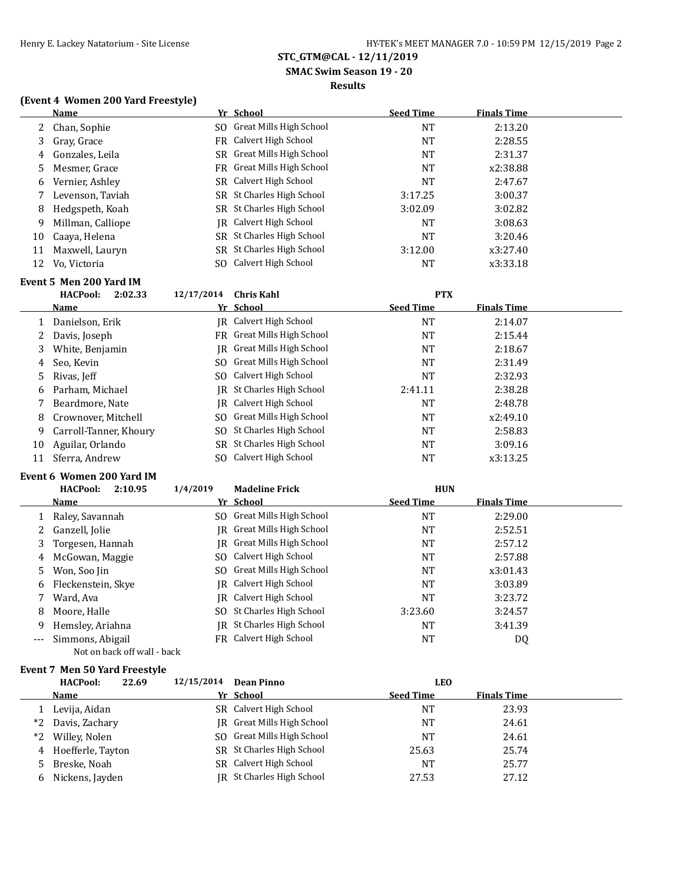# STC_GTM@CAL - 12/11/2019

## SMAC Swim Season 19 - 20

### Results

### (Event 4 Women 200 Yard Freestyle)

| | Name | Yr | School | Seed Time | Finals Time |
|---|---|---|---|---|---|
| 2 | Chan, Sophie | SO | Great Mills High School | NT | 2:13.20 |
| 3 | Gray, Grace | FR | Calvert High School | NT | 2:28.55 |
| 4 | Gonzales, Leila | SR | Great Mills High School | NT | 2:31.37 |
| 5 | Mesmer, Grace | FR | Great Mills High School | NT | x2:38.88 |
| 6 | Vernier, Ashley | SR | Calvert High School | NT | 2:47.67 |
| 7 | Levenson, Taviah | SR | St Charles High School | 3:17.25 | 3:00.37 |
| 8 | Hedgspeth, Koah | SR | St Charles High School | 3:02.09 | 3:02.82 |
| 9 | Millman, Calliope | JR | Calvert High School | NT | 3:08.63 |
| 10 | Caaya, Helena | SR | St Charles High School | NT | 3:20.46 |
| 11 | Maxwell, Lauryn | SR | St Charles High School | 3:12.00 | x3:27.40 |
| 12 | Vo, Victoria | SO | Calvert High School | NT | x3:33.18 |

### Event 5 Men 200 Yard IM

HACPool: 2:02.33 12/17/2014 Chris Kahl PTX

| | Name | Yr | School | Seed Time | Finals Time |
|---|---|---|---|---|---|
| 1 | Danielson, Erik | JR | Calvert High School | NT | 2:14.07 |
| 2 | Davis, Joseph | FR | Great Mills High School | NT | 2:15.44 |
| 3 | White, Benjamin | JR | Great Mills High School | NT | 2:18.67 |
| 4 | Seo, Kevin | SO | Great Mills High School | NT | 2:31.49 |
| 5 | Rivas, Jeff | SO | Calvert High School | NT | 2:32.93 |
| 6 | Parham, Michael | JR | St Charles High School | 2:41.11 | 2:38.28 |
| 7 | Beardmore, Nate | JR | Calvert High School | NT | 2:48.78 |
| 8 | Crownover, Mitchell | SO | Great Mills High School | NT | x2:49.10 |
| 9 | Carroll-Tanner, Khoury | SO | St Charles High School | NT | 2:58.83 |
| 10 | Aguilar, Orlando | SR | St Charles High School | NT | 3:09.16 |
| 11 | Sferra, Andrew | SO | Calvert High School | NT | x3:13.25 |

### Event 6 Women 200 Yard IM

HACPool: 2:10.95 1/4/2019 Madeline Frick HUN

| | Name | Yr | School | Seed Time | Finals Time |
|---|---|---|---|---|---|
| 1 | Raley, Savannah | SO | Great Mills High School | NT | 2:29.00 |
| 2 | Ganzell, Jolie | JR | Great Mills High School | NT | 2:52.51 |
| 3 | Torgesen, Hannah | JR | Great Mills High School | NT | 2:57.12 |
| 4 | McGowan, Maggie | SO | Calvert High School | NT | 2:57.88 |
| 5 | Won, Soo Jin | SO | Great Mills High School | NT | x3:01.43 |
| 6 | Fleckenstein, Skye | JR | Calvert High School | NT | 3:03.89 |
| 7 | Ward, Ava | JR | Calvert High School | NT | 3:23.72 |
| 8 | Moore, Halle | SO | St Charles High School | 3:23.60 | 3:24.57 |
| 9 | Hemsley, Ariahna | JR | St Charles High School | NT | 3:41.39 |
| --- | Simmons, Abigail | FR | Calvert High School | NT | DQ |

Not on back off wall - back

### Event 7 Men 50 Yard Freestyle

HACPool: 22.69 12/15/2014 Dean Pinno LEO

| | Name | Yr | School | Seed Time | Finals Time |
|---|---|---|---|---|---|
| 1 | Levija, Aidan | SR | Calvert High School | NT | 23.93 |
| *2 | Davis, Zachary | JR | Great Mills High School | NT | 24.61 |
| *2 | Willey, Nolen | SO | Great Mills High School | NT | 24.61 |
| 4 | Hoefferle, Tayton | SR | St Charles High School | 25.63 | 25.74 |
| 5 | Breske, Noah | SR | Calvert High School | NT | 25.77 |
| 6 | Nickens, Jayden | JR | St Charles High School | 27.53 | 27.12 |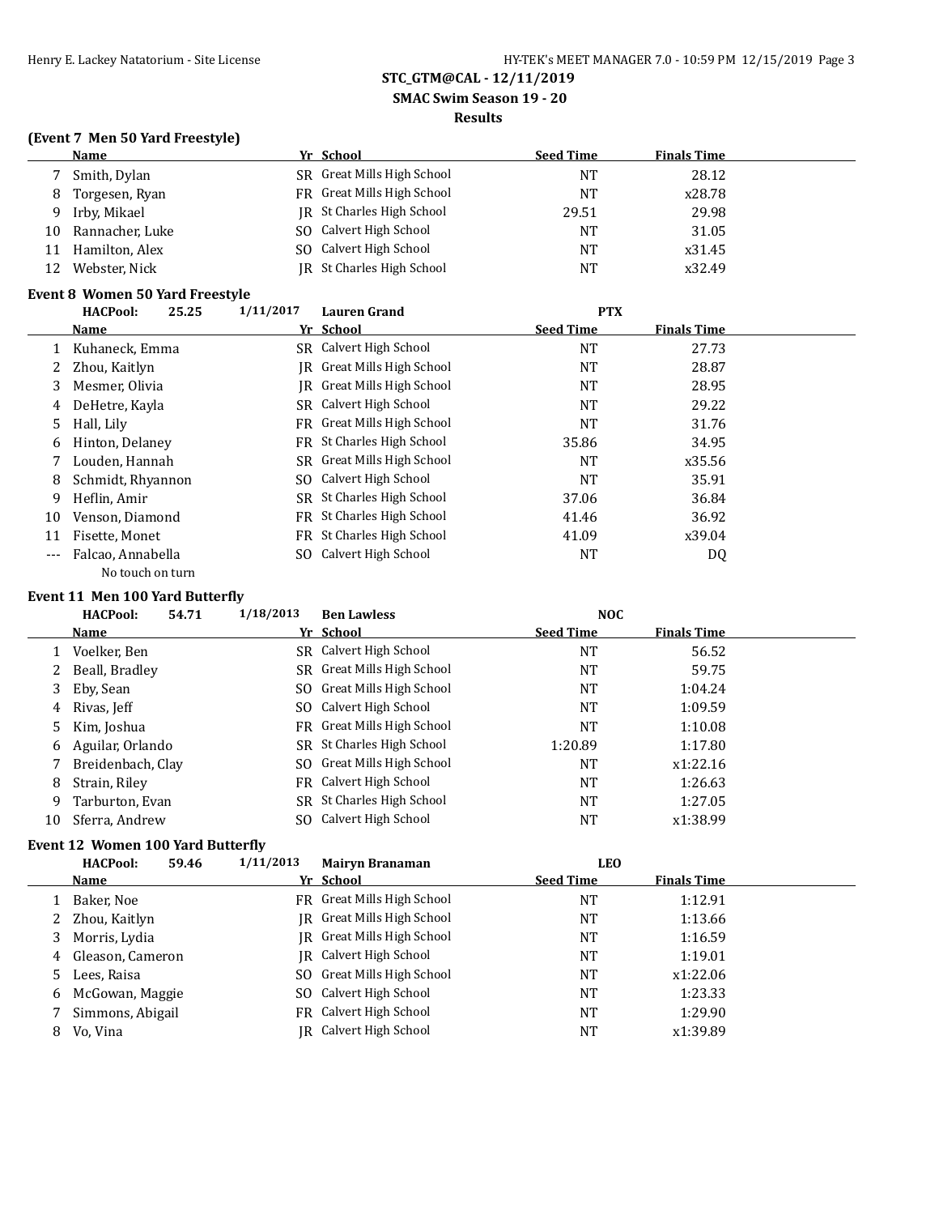## STC_GTM@CAL - 12/11/2019

### SMAC Swim Season 19 - 20

### Results

#### (Event 7 Men 50 Yard Freestyle)

| | Name | Yr | School | Seed Time | Finals Time |
|---|---|---|---|---|---|
| 7 | Smith, Dylan | SR | Great Mills High School | NT | 28.12 |
| 8 | Torgesen, Ryan | FR | Great Mills High School | NT | x28.78 |
| 9 | Irby, Mikael | JR | St Charles High School | 29.51 | 29.98 |
| 10 | Rannacher, Luke | SO | Calvert High School | NT | 31.05 |
| 11 | Hamilton, Alex | SO | Calvert High School | NT | x31.45 |
| 12 | Webster, Nick | JR | St Charles High School | NT | x32.49 |

#### Event 8 Women 50 Yard Freestyle

HACPool: 25.25 1/11/2017 Lauren Grand PTX

| | Name | Yr | School | Seed Time | Finals Time |
|---|---|---|---|---|---|
| 1 | Kuhaneck, Emma | SR | Calvert High School | NT | 27.73 |
| 2 | Zhou, Kaitlyn | JR | Great Mills High School | NT | 28.87 |
| 3 | Mesmer, Olivia | JR | Great Mills High School | NT | 28.95 |
| 4 | DeHetre, Kayla | SR | Calvert High School | NT | 29.22 |
| 5 | Hall, Lily | FR | Great Mills High School | NT | 31.76 |
| 6 | Hinton, Delaney | FR | St Charles High School | 35.86 | 34.95 |
| 7 | Louden, Hannah | SR | Great Mills High School | NT | x35.56 |
| 8 | Schmidt, Rhyannon | SO | Calvert High School | NT | 35.91 |
| 9 | Heflin, Amir | SR | St Charles High School | 37.06 | 36.84 |
| 10 | Venson, Diamond | FR | St Charles High School | 41.46 | 36.92 |
| 11 | Fisette, Monet | FR | St Charles High School | 41.09 | x39.04 |
| --- | Falcao, Annabella | SO | Calvert High School | NT | DQ |
| | No touch on turn | | | | |

#### Event 11 Men 100 Yard Butterfly

HACPool: 54.71 1/18/2013 Ben Lawless NOC

| | Name | Yr | School | Seed Time | Finals Time |
|---|---|---|---|---|---|
| 1 | Voelker, Ben | SR | Calvert High School | NT | 56.52 |
| 2 | Beall, Bradley | SR | Great Mills High School | NT | 59.75 |
| 3 | Eby, Sean | SO | Great Mills High School | NT | 1:04.24 |
| 4 | Rivas, Jeff | SO | Calvert High School | NT | 1:09.59 |
| 5 | Kim, Joshua | FR | Great Mills High School | NT | 1:10.08 |
| 6 | Aguilar, Orlando | SR | St Charles High School | 1:20.89 | 1:17.80 |
| 7 | Breidenbach, Clay | SO | Great Mills High School | NT | x1:22.16 |
| 8 | Strain, Riley | FR | Calvert High School | NT | 1:26.63 |
| 9 | Tarburton, Evan | SR | St Charles High School | NT | 1:27.05 |
| 10 | Sferra, Andrew | SO | Calvert High School | NT | x1:38.99 |

#### Event 12 Women 100 Yard Butterfly

HACPool: 59.46 1/11/2013 Mairyn Branaman LEO

| | Name | Yr | School | Seed Time | Finals Time |
|---|---|---|---|---|---|
| 1 | Baker, Noe | FR | Great Mills High School | NT | 1:12.91 |
| 2 | Zhou, Kaitlyn | JR | Great Mills High School | NT | 1:13.66 |
| 3 | Morris, Lydia | JR | Great Mills High School | NT | 1:16.59 |
| 4 | Gleason, Cameron | JR | Calvert High School | NT | 1:19.01 |
| 5 | Lees, Raisa | SO | Great Mills High School | NT | x1:22.06 |
| 6 | McGowan, Maggie | SO | Calvert High School | NT | 1:23.33 |
| 7 | Simmons, Abigail | FR | Calvert High School | NT | 1:29.90 |
| 8 | Vo, Vina | JR | Calvert High School | NT | x1:39.89 |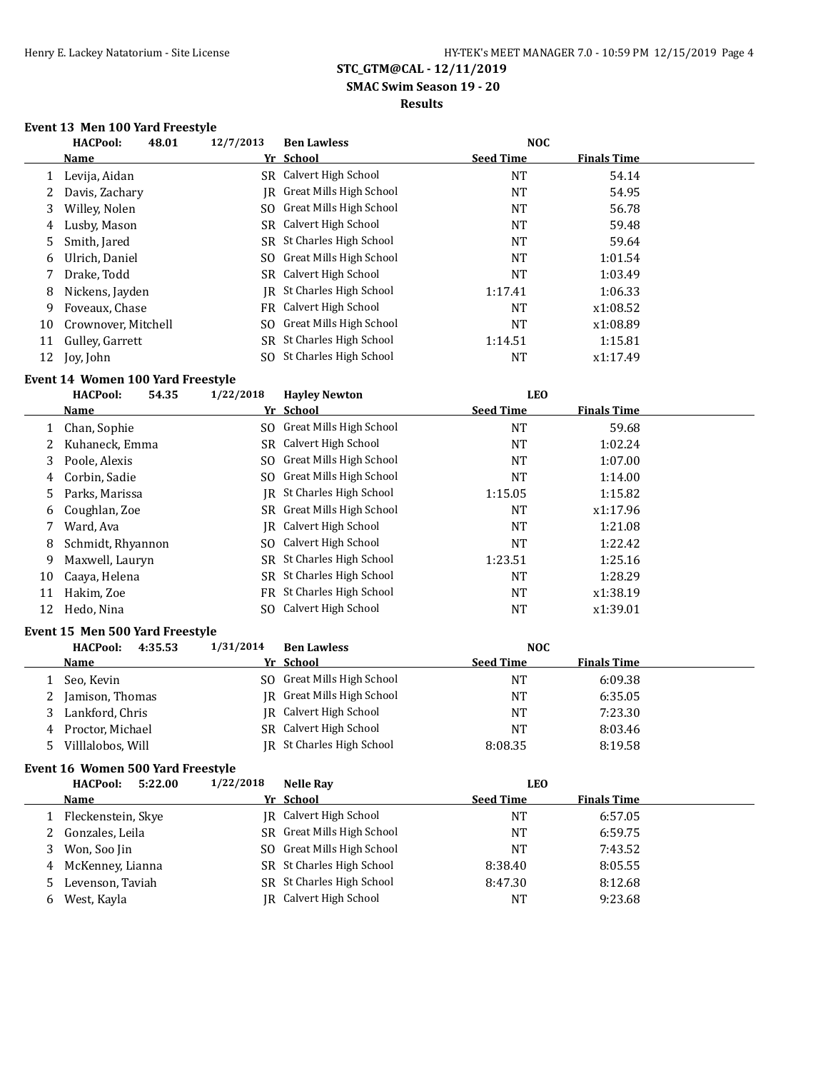**STC_GTM@CAL - 12/11/2019**

**SMAC Swim Season 19 - 20**

**Results**

### Event 13 Men 100 Yard Freestyle

**HACPool: 48.01 12/7/2013 Ben Lawless NOC**

| | Name | Yr | School | Seed Time | Finals Time |
|---|---|---|---|---|---|
| 1 | Levija, Aidan | SR | Calvert High School | NT | 54.14 |
| 2 | Davis, Zachary | JR | Great Mills High School | NT | 54.95 |
| 3 | Willey, Nolen | SO | Great Mills High School | NT | 56.78 |
| 4 | Lusby, Mason | SR | Calvert High School | NT | 59.48 |
| 5 | Smith, Jared | SR | St Charles High School | NT | 59.64 |
| 6 | Ulrich, Daniel | SO | Great Mills High School | NT | 1:01.54 |
| 7 | Drake, Todd | SR | Calvert High School | NT | 1:03.49 |
| 8 | Nickens, Jayden | JR | St Charles High School | 1:17.41 | 1:06.33 |
| 9 | Foveaux, Chase | FR | Calvert High School | NT | x1:08.52 |
| 10 | Crownover, Mitchell | SO | Great Mills High School | NT | x1:08.89 |
| 11 | Gulley, Garrett | SR | St Charles High School | 1:14.51 | 1:15.81 |
| 12 | Joy, John | SO | St Charles High School | NT | x1:17.49 |

### Event 14 Women 100 Yard Freestyle

**HACPool: 54.35 1/22/2018 Hayley Newton LEO**

| | Name | Yr | School | Seed Time | Finals Time |
|---|---|---|---|---|---|
| 1 | Chan, Sophie | SO | Great Mills High School | NT | 59.68 |
| 2 | Kuhaneck, Emma | SR | Calvert High School | NT | 1:02.24 |
| 3 | Poole, Alexis | SO | Great Mills High School | NT | 1:07.00 |
| 4 | Corbin, Sadie | SO | Great Mills High School | NT | 1:14.00 |
| 5 | Parks, Marissa | JR | St Charles High School | 1:15.05 | 1:15.82 |
| 6 | Coughlan, Zoe | SR | Great Mills High School | NT | x1:17.96 |
| 7 | Ward, Ava | JR | Calvert High School | NT | 1:21.08 |
| 8 | Schmidt, Rhyannon | SO | Calvert High School | NT | 1:22.42 |
| 9 | Maxwell, Lauryn | SR | St Charles High School | 1:23.51 | 1:25.16 |
| 10 | Caaya, Helena | SR | St Charles High School | NT | 1:28.29 |
| 11 | Hakim, Zoe | FR | St Charles High School | NT | x1:38.19 |
| 12 | Hedo, Nina | SO | Calvert High School | NT | x1:39.01 |

### Event 15 Men 500 Yard Freestyle

**HACPool: 4:35.53 1/31/2014 Ben Lawless NOC**

| | Name | Yr | School | Seed Time | Finals Time |
|---|---|---|---|---|---|
| 1 | Seo, Kevin | SO | Great Mills High School | NT | 6:09.38 |
| 2 | Jamison, Thomas | JR | Great Mills High School | NT | 6:35.05 |
| 3 | Lankford, Chris | JR | Calvert High School | NT | 7:23.30 |
| 4 | Proctor, Michael | SR | Calvert High School | NT | 8:03.46 |
| 5 | Villlalobos, Will | JR | St Charles High School | 8:08.35 | 8:19.58 |

### Event 16 Women 500 Yard Freestyle

**HACPool: 5:22.00 1/22/2018 Nelle Ray LEO**

| | Name | Yr | School | Seed Time | Finals Time |
|---|---|---|---|---|---|
| 1 | Fleckenstein, Skye | JR | Calvert High School | NT | 6:57.05 |
| 2 | Gonzales, Leila | SR | Great Mills High School | NT | 6:59.75 |
| 3 | Won, Soo Jin | SO | Great Mills High School | NT | 7:43.52 |
| 4 | McKenney, Lianna | SR | St Charles High School | 8:38.40 | 8:05.55 |
| 5 | Levenson, Taviah | SR | St Charles High School | 8:47.30 | 8:12.68 |
| 6 | West, Kayla | JR | Calvert High School | NT | 9:23.68 |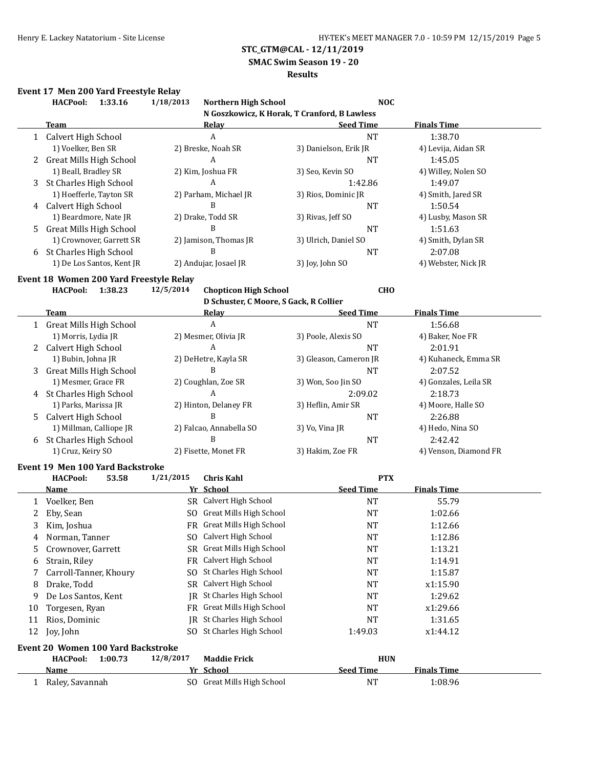**STC_GTM@CAL - 12/11/2019**
**SMAC Swim Season 19 - 20**
**Results**

### Event 17 Men 200 Yard Freestyle Relay

HACPool: 1:33.16 1/18/2013 Northern High School NOC
N Goszkowicz, K Horak, T Cranford, B Lawless

| | Team | Relay | Seed Time | Finals Time |
|---|---|---|---|---|
| 1 | Calvert High School | A | NT | 1:38.70 |
| | 1) Voelker, Ben SR | 2) Breske, Noah SR | 3) Danielson, Erik JR | 4) Levija, Aidan SR |
| 2 | Great Mills High School | A | NT | 1:45.05 |
| | 1) Beall, Bradley SR | 2) Kim, Joshua FR | 3) Seo, Kevin SO | 4) Willey, Nolen SO |
| 3 | St Charles High School | A | 1:42.86 | 1:49.07 |
| | 1) Hoefferle, Tayton SR | 2) Parham, Michael JR | 3) Rios, Dominic JR | 4) Smith, Jared SR |
| 4 | Calvert High School | B | NT | 1:50.54 |
| | 1) Beardmore, Nate JR | 2) Drake, Todd SR | 3) Rivas, Jeff SO | 4) Lusby, Mason SR |
| 5 | Great Mills High School | B | NT | 1:51.63 |
| | 1) Crownover, Garrett SR | 2) Jamison, Thomas JR | 3) Ulrich, Daniel SO | 4) Smith, Dylan SR |
| 6 | St Charles High School | B | NT | 2:07.08 |
| | 1) De Los Santos, Kent JR | 2) Andujar, Josael JR | 3) Joy, John SO | 4) Webster, Nick JR |

### Event 18 Women 200 Yard Freestyle Relay

HACPool: 1:38.23 12/5/2014 Chopticon High School CHO
D Schuster, C Moore, S Gack, R Collier

| | Team | Relay | Seed Time | Finals Time |
|---|---|---|---|---|
| 1 | Great Mills High School | A | NT | 1:56.68 |
| | 1) Morris, Lydia JR | 2) Mesmer, Olivia JR | 3) Poole, Alexis SO | 4) Baker, Noe FR |
| 2 | Calvert High School | A | NT | 2:01.91 |
| | 1) Bubin, Johna JR | 2) DeHetre, Kayla SR | 3) Gleason, Cameron JR | 4) Kuhaneck, Emma SR |
| 3 | Great Mills High School | B | NT | 2:07.52 |
| | 1) Mesmer, Grace FR | 2) Coughlan, Zoe SR | 3) Won, Soo Jin SO | 4) Gonzales, Leila SR |
| 4 | St Charles High School | A | 2:09.02 | 2:18.73 |
| | 1) Parks, Marissa JR | 2) Hinton, Delaney FR | 3) Heflin, Amir SR | 4) Moore, Halle SO |
| 5 | Calvert High School | B | NT | 2:26.88 |
| | 1) Millman, Calliope JR | 2) Falcao, Annabella SO | 3) Vo, Vina JR | 4) Hedo, Nina SO |
| 6 | St Charles High School | B | NT | 2:42.42 |
| | 1) Cruz, Keiry SO | 2) Fisette, Monet FR | 3) Hakim, Zoe FR | 4) Venson, Diamond FR |

### Event 19 Men 100 Yard Backstroke

HACPool: 53.58 1/21/2015 Chris Kahl PTX

| | Name | Yr | School | Seed Time | Finals Time |
|---|---|---|---|---|---|
| 1 | Voelker, Ben | SR | Calvert High School | NT | 55.79 |
| 2 | Eby, Sean | SO | Great Mills High School | NT | 1:02.66 |
| 3 | Kim, Joshua | FR | Great Mills High School | NT | 1:12.66 |
| 4 | Norman, Tanner | SO | Calvert High School | NT | 1:12.86 |
| 5 | Crownover, Garrett | SR | Great Mills High School | NT | 1:13.21 |
| 6 | Strain, Riley | FR | Calvert High School | NT | 1:14.91 |
| 7 | Carroll-Tanner, Khoury | SO | St Charles High School | NT | 1:15.87 |
| 8 | Drake, Todd | SR | Calvert High School | NT | x1:15.90 |
| 9 | De Los Santos, Kent | JR | St Charles High School | NT | 1:29.62 |
| 10 | Torgesen, Ryan | FR | Great Mills High School | NT | x1:29.66 |
| 11 | Rios, Dominic | JR | St Charles High School | NT | 1:31.65 |
| 12 | Joy, John | SO | St Charles High School | 1:49.03 | x1:44.12 |

### Event 20 Women 100 Yard Backstroke

HACPool: 1:00.73 12/8/2017 Maddie Frick HUN

| | Name | Yr | School | Seed Time | Finals Time |
|---|---|---|---|---|---|
| 1 | Raley, Savannah | SO | Great Mills High School | NT | 1:08.96 |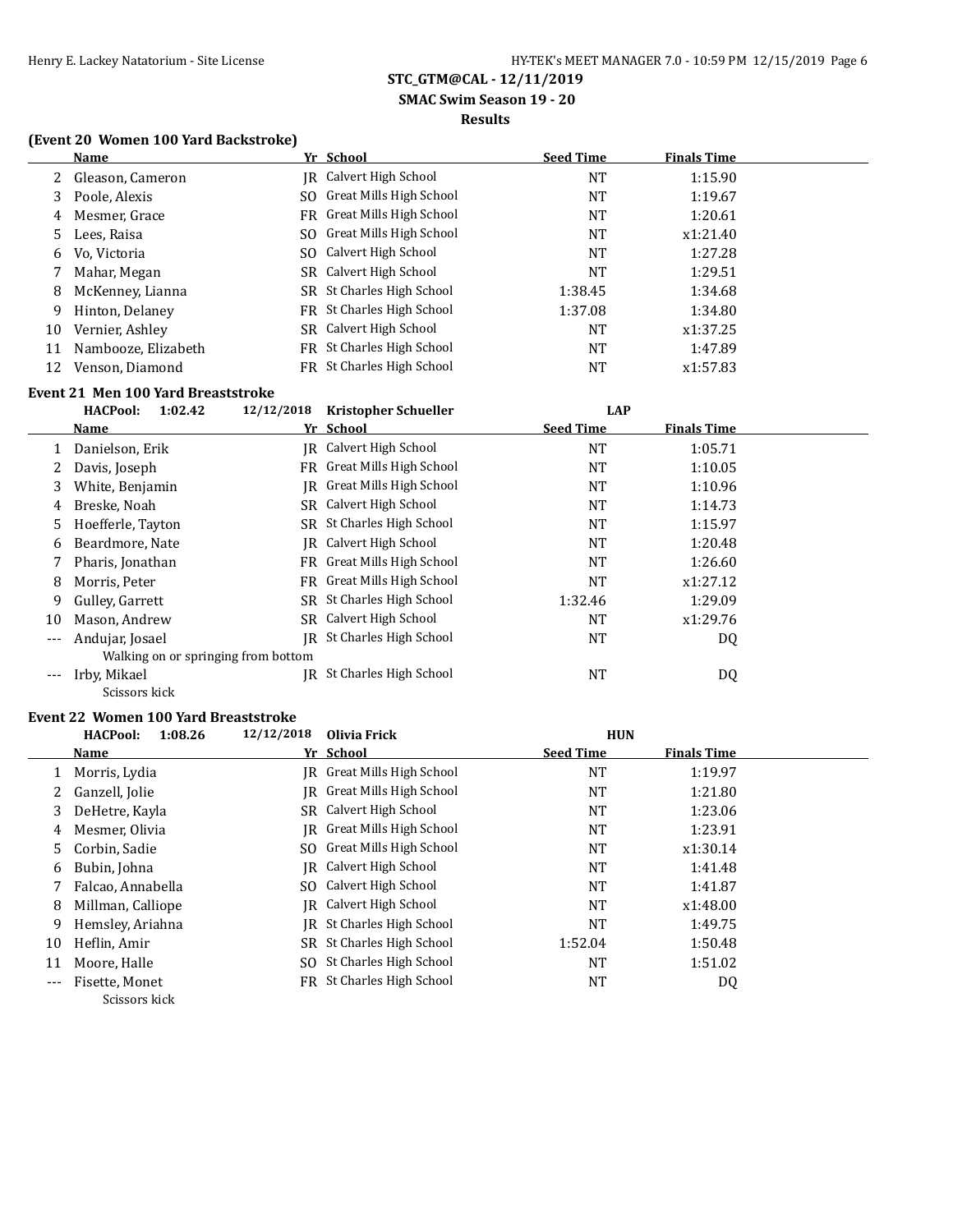**STC_GTM@CAL - 12/11/2019**

**SMAC Swim Season 19 - 20**

**Results**

### (Event 20 Women 100 Yard Backstroke)

| | Name | Yr | School | Seed Time | Finals Time |
|---|---|---|---|---|---|
| 2 | Gleason, Cameron | JR | Calvert High School | NT | 1:15.90 |
| 3 | Poole, Alexis | SO | Great Mills High School | NT | 1:19.67 |
| 4 | Mesmer, Grace | FR | Great Mills High School | NT | 1:20.61 |
| 5 | Lees, Raisa | SO | Great Mills High School | NT | x1:21.40 |
| 6 | Vo, Victoria | SO | Calvert High School | NT | 1:27.28 |
| 7 | Mahar, Megan | SR | Calvert High School | NT | 1:29.51 |
| 8 | McKenney, Lianna | SR | St Charles High School | 1:38.45 | 1:34.68 |
| 9 | Hinton, Delaney | FR | St Charles High School | 1:37.08 | 1:34.80 |
| 10 | Vernier, Ashley | SR | Calvert High School | NT | x1:37.25 |
| 11 | Nambooze, Elizabeth | FR | St Charles High School | NT | 1:47.89 |
| 12 | Venson, Diamond | FR | St Charles High School | NT | x1:57.83 |

### Event 21 Men 100 Yard Breaststroke

HACPool: 1:02.42 12/12/2018 Kristopher Schueller LAP

| | Name | Yr | School | Seed Time | Finals Time |
|---|---|---|---|---|---|
| 1 | Danielson, Erik | JR | Calvert High School | NT | 1:05.71 |
| 2 | Davis, Joseph | FR | Great Mills High School | NT | 1:10.05 |
| 3 | White, Benjamin | JR | Great Mills High School | NT | 1:10.96 |
| 4 | Breske, Noah | SR | Calvert High School | NT | 1:14.73 |
| 5 | Hoefferle, Tayton | SR | St Charles High School | NT | 1:15.97 |
| 6 | Beardmore, Nate | JR | Calvert High School | NT | 1:20.48 |
| 7 | Pharis, Jonathan | FR | Great Mills High School | NT | 1:26.60 |
| 8 | Morris, Peter | FR | Great Mills High School | NT | x1:27.12 |
| 9 | Gulley, Garrett | SR | St Charles High School | 1:32.46 | 1:29.09 |
| 10 | Mason, Andrew | SR | Calvert High School | NT | x1:29.76 |
| --- | Andujar, Josael | JR | St Charles High School | NT | DQ |
| | Walking on or springing from bottom | | | | |
| --- | Irby, Mikael | JR | St Charles High School | NT | DQ |
| | Scissors kick | | | | |

### Event 22 Women 100 Yard Breaststroke

HACPool: 1:08.26 12/12/2018 Olivia Frick HUN

| | Name | Yr | School | Seed Time | Finals Time |
|---|---|---|---|---|---|
| 1 | Morris, Lydia | JR | Great Mills High School | NT | 1:19.97 |
| 2 | Ganzell, Jolie | JR | Great Mills High School | NT | 1:21.80 |
| 3 | DeHetre, Kayla | SR | Calvert High School | NT | 1:23.06 |
| 4 | Mesmer, Olivia | JR | Great Mills High School | NT | 1:23.91 |
| 5 | Corbin, Sadie | SO | Great Mills High School | NT | x1:30.14 |
| 6 | Bubin, Johna | JR | Calvert High School | NT | 1:41.48 |
| 7 | Falcao, Annabella | SO | Calvert High School | NT | 1:41.87 |
| 8 | Millman, Calliope | JR | Calvert High School | NT | x1:48.00 |
| 9 | Hemsley, Ariahna | JR | St Charles High School | NT | 1:49.75 |
| 10 | Heflin, Amir | SR | St Charles High School | 1:52.04 | 1:50.48 |
| 11 | Moore, Halle | SO | St Charles High School | NT | 1:51.02 |
| --- | Fisette, Monet | FR | St Charles High School | NT | DQ |
| | Scissors kick | | | | |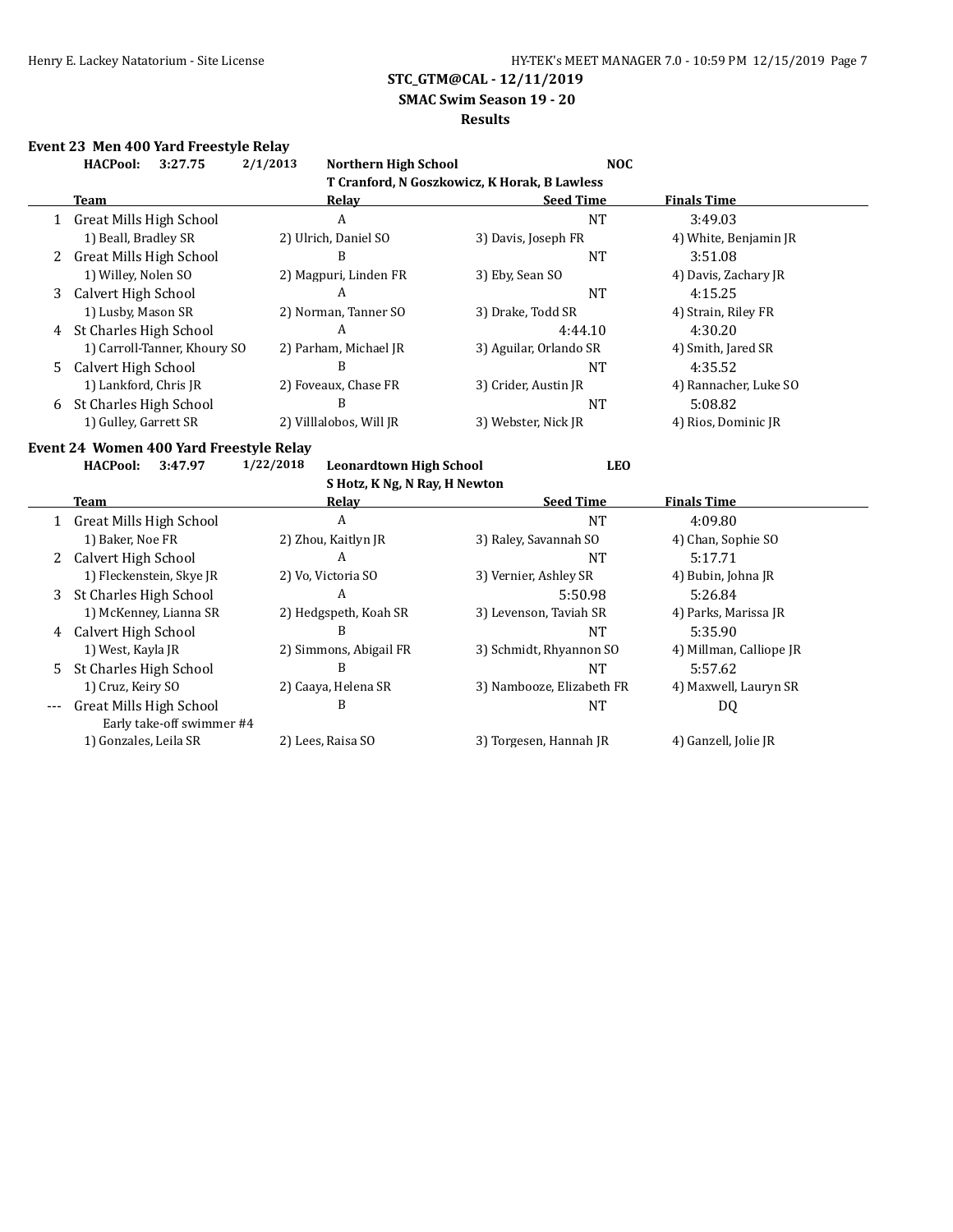STC_GTM@CAL - 12/11/2019

SMAC Swim Season 19 - 20

Results

### Event 23 Men 400 Yard Freestyle Relay

HACPool: 3:27.75 2/1/2013 Northern High School NOC
T Cranford, N Goszkowicz, K Horak, B Lawless

| | Team | Relay | Seed Time | Finals Time |
|---|---|---|---|---|
| 1 | Great Mills High School | A | NT | 3:49.03 |
| | 1) Beall, Bradley SR | 2) Ulrich, Daniel SO | 3) Davis, Joseph FR | 4) White, Benjamin JR |
| 2 | Great Mills High School | B | NT | 3:51.08 |
| | 1) Willey, Nolen SO | 2) Magpuri, Linden FR | 3) Eby, Sean SO | 4) Davis, Zachary JR |
| 3 | Calvert High School | A | NT | 4:15.25 |
| | 1) Lusby, Mason SR | 2) Norman, Tanner SO | 3) Drake, Todd SR | 4) Strain, Riley FR |
| 4 | St Charles High School | A | 4:44.10 | 4:30.20 |
| | 1) Carroll-Tanner, Khoury SO | 2) Parham, Michael JR | 3) Aguilar, Orlando SR | 4) Smith, Jared SR |
| 5 | Calvert High School | B | NT | 4:35.52 |
| | 1) Lankford, Chris JR | 2) Foveaux, Chase FR | 3) Crider, Austin JR | 4) Rannacher, Luke SO |
| 6 | St Charles High School | B | NT | 5:08.82 |
| | 1) Gulley, Garrett SR | 2) Villlalobos, Will JR | 3) Webster, Nick JR | 4) Rios, Dominic JR |

### Event 24 Women 400 Yard Freestyle Relay

HACPool: 3:47.97 1/22/2018 Leonardtown High School LEO
S Hotz, K Ng, N Ray, H Newton

| | Team | Relay | Seed Time | Finals Time |
|---|---|---|---|---|
| 1 | Great Mills High School | A | NT | 4:09.80 |
| | 1) Baker, Noe FR | 2) Zhou, Kaitlyn JR | 3) Raley, Savannah SO | 4) Chan, Sophie SO |
| 2 | Calvert High School | A | NT | 5:17.71 |
| | 1) Fleckenstein, Skye JR | 2) Vo, Victoria SO | 3) Vernier, Ashley SR | 4) Bubin, Johna JR |
| 3 | St Charles High School | A | 5:50.98 | 5:26.84 |
| | 1) McKenney, Lianna SR | 2) Hedgspeth, Koah SR | 3) Levenson, Taviah SR | 4) Parks, Marissa JR |
| 4 | Calvert High School | B | NT | 5:35.90 |
| | 1) West, Kayla JR | 2) Simmons, Abigail FR | 3) Schmidt, Rhyannon SO | 4) Millman, Calliope JR |
| 5 | St Charles High School | B | NT | 5:57.62 |
| | 1) Cruz, Keiry SO | 2) Caaya, Helena SR | 3) Nambooze, Elizabeth FR | 4) Maxwell, Lauryn SR |
| --- | Great Mills High School | B | NT | DQ |
| | Early take-off swimmer #4 | | | |
| | 1) Gonzales, Leila SR | 2) Lees, Raisa SO | 3) Torgesen, Hannah JR | 4) Ganzell, Jolie JR |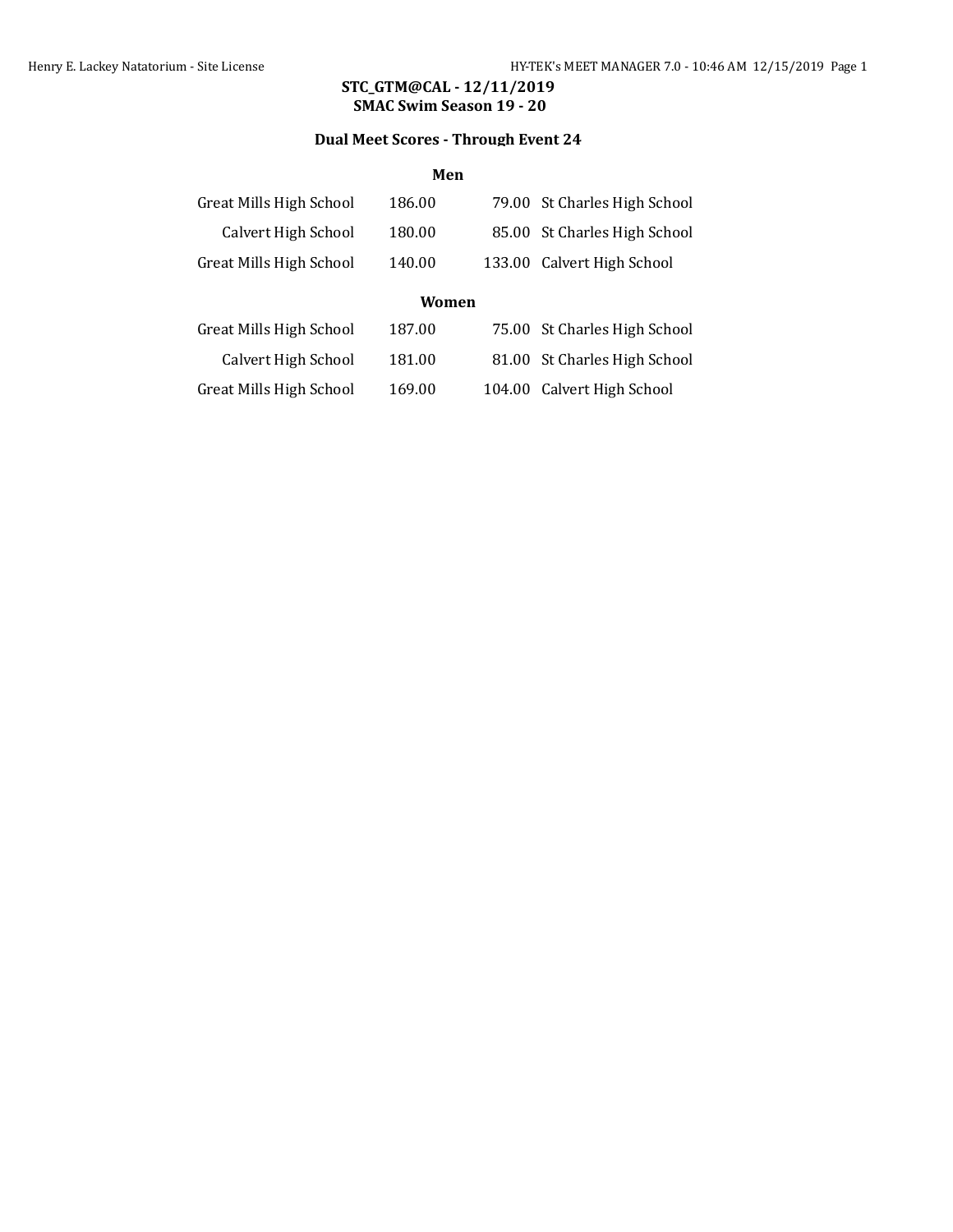**STC_GTM@CAL - 12/11/2019**
**SMAC Swim Season 19 - 20**

### Dual Meet Scores - Through Event 24

**Men**

| | | | |
|---|---|---|---|
| Great Mills High School | 186.00 | 79.00 | St Charles High School |
| Calvert High School | 180.00 | 85.00 | St Charles High School |
| Great Mills High School | 140.00 | 133.00 | Calvert High School |

**Women**

| | | | |
|---|---|---|---|
| Great Mills High School | 187.00 | 75.00 | St Charles High School |
| Calvert High School | 181.00 | 81.00 | St Charles High School |
| Great Mills High School | 169.00 | 104.00 | Calvert High School |